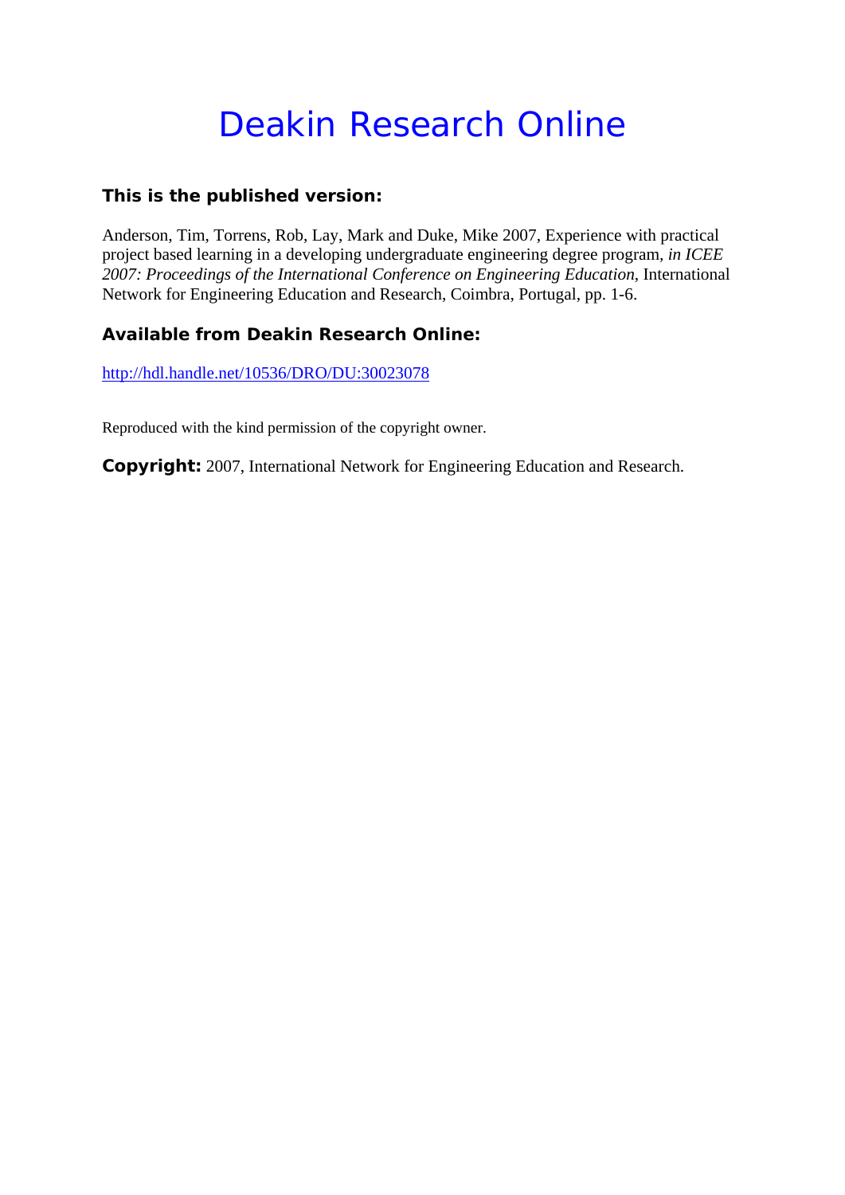# Deakin Research Online

## This is the published version:

Anderson, Tim, Torrens, Rob, Lay, Mark and Duke, Mike 2007, Experience with practical project based learning in a developing undergraduate engineering degree program, *in ICEE 2007: Proceedings of the International Conference on Engineering Education*, International Network for Engineering Education and Research, Coimbra, Portugal, pp. 1-6.

## Available from Deakin Research Online:

http://hdl.handle.net/10536/DRO/DU:30023078

Reproduced with the kind permission of the copyright owner.

**Copyright:** 2007, International Network for Engineering Education and Research.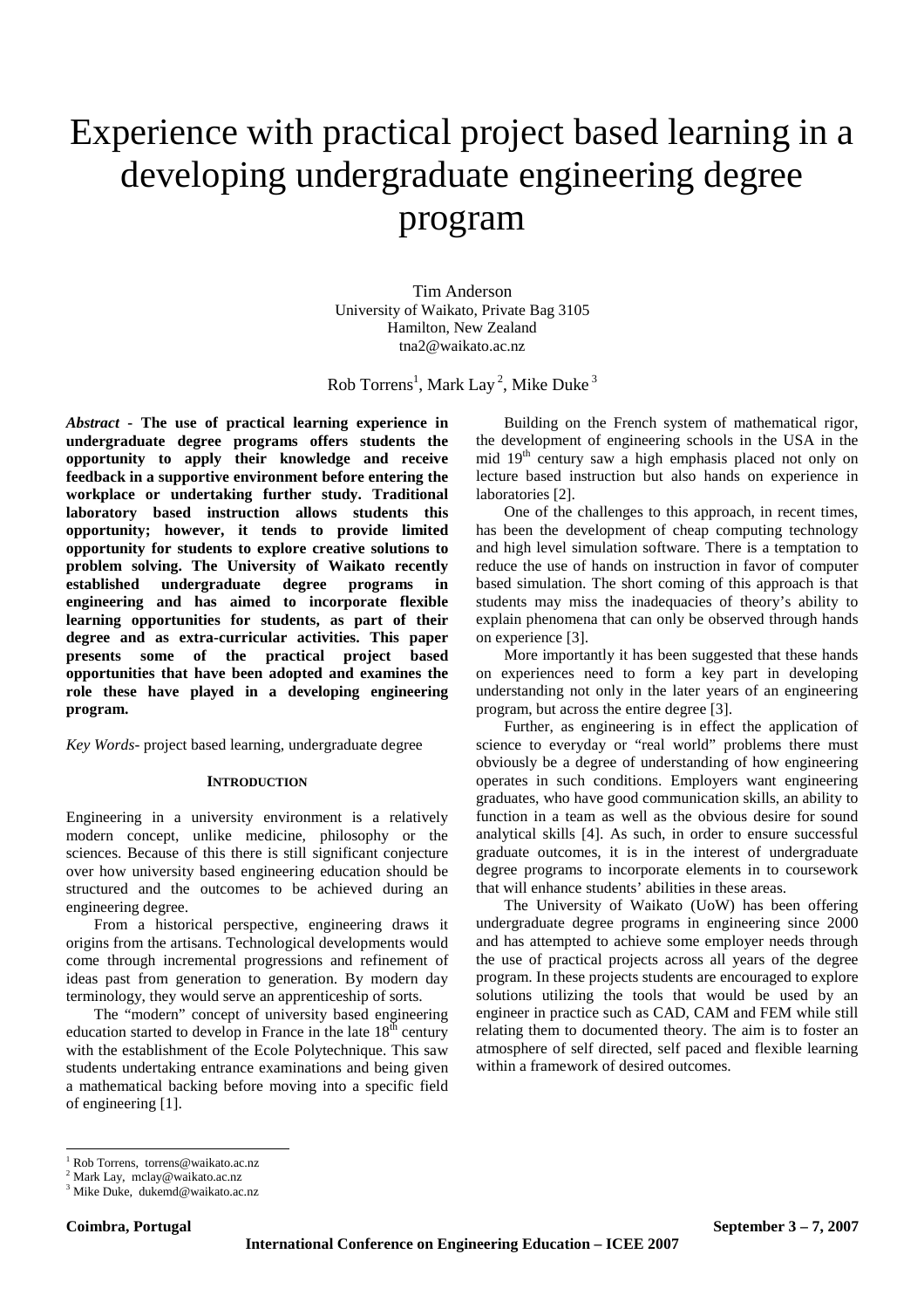# Experience with practical project based learning in a developing undergraduate engineering degree program

Tim Anderson
University of Waikato, Private Bag 3105
Hamilton, New Zealand
tna2@waikato.ac.nz

Rob Torrens[1], Mark Lay[2], Mike Duke[3]

***Abstract* - The use of practical learning experience in undergraduate degree programs offers students the opportunity to apply their knowledge and receive feedback in a supportive environment before entering the workplace or undertaking further study. Traditional laboratory based instruction allows students this opportunity; however, it tends to provide limited opportunity for students to explore creative solutions to problem solving. The University of Waikato recently established undergraduate degree programs in engineering and has aimed to incorporate flexible learning opportunities for students, as part of their degree and as extra-curricular activities. This paper presents some of the practical project based opportunities that have been adopted and examines the role these have played in a developing engineering program.**

*Key Words*- project based learning, undergraduate degree

## INTRODUCTION

Engineering in a university environment is a relatively modern concept, unlike medicine, philosophy or the sciences. Because of this there is still significant conjecture over how university based engineering education should be structured and the outcomes to be achieved during an engineering degree.

From a historical perspective, engineering draws it origins from the artisans. Technological developments would come through incremental progressions and refinement of ideas past from generation to generation. By modern day terminology, they would serve an apprenticeship of sorts.

The "modern" concept of university based engineering education started to develop in France in the late 18th century with the establishment of the Ecole Polytechnique. This saw students undertaking entrance examinations and being given a mathematical backing before moving into a specific field of engineering [1].

Building on the French system of mathematical rigor, the development of engineering schools in the USA in the mid 19th century saw a high emphasis placed not only on lecture based instruction but also hands on experience in laboratories [2].

One of the challenges to this approach, in recent times, has been the development of cheap computing technology and high level simulation software. There is a temptation to reduce the use of hands on instruction in favor of computer based simulation. The short coming of this approach is that students may miss the inadequacies of theory's ability to explain phenomena that can only be observed through hands on experience [3].

More importantly it has been suggested that these hands on experiences need to form a key part in developing understanding not only in the later years of an engineering program, but across the entire degree [3].

Further, as engineering is in effect the application of science to everyday or "real world" problems there must obviously be a degree of understanding of how engineering operates in such conditions. Employers want engineering graduates, who have good communication skills, an ability to function in a team as well as the obvious desire for sound analytical skills [4]. As such, in order to ensure successful graduate outcomes, it is in the interest of undergraduate degree programs to incorporate elements in to coursework that will enhance students' abilities in these areas.

The University of Waikato (UoW) has been offering undergraduate degree programs in engineering since 2000 and has attempted to achieve some employer needs through the use of practical projects across all years of the degree program. In these projects students are encouraged to explore solutions utilizing the tools that would be used by an engineer in practice such as CAD, CAM and FEM while still relating them to documented theory. The aim is to foster an atmosphere of self directed, self paced and flexible learning within a framework of desired outcomes.

---

[1] Rob Torrens, torrens@waikato.ac.nz
[2] Mark Lay, mclay@waikato.ac.nz
[3] Mike Duke, dukemd@waikato.ac.nz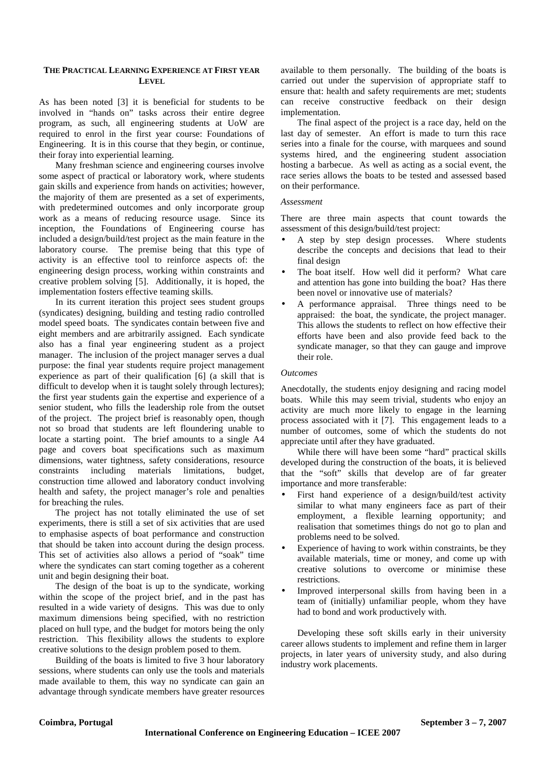## The Practical Learning Experience at First Year Level

As has been noted [3] it is beneficial for students to be involved in "hands on" tasks across their entire degree program, as such, all engineering students at UoW are required to enrol in the first year course: Foundations of Engineering. It is in this course that they begin, or continue, their foray into experiential learning.

Many freshman science and engineering courses involve some aspect of practical or laboratory work, where students gain skills and experience from hands on activities; however, the majority of them are presented as a set of experiments, with predetermined outcomes and only incorporate group work as a means of reducing resource usage. Since its inception, the Foundations of Engineering course has included a design/build/test project as the main feature in the laboratory course. The premise being that this type of activity is an effective tool to reinforce aspects of: the engineering design process, working within constraints and creative problem solving [5]. Additionally, it is hoped, the implementation fosters effective teaming skills.

In its current iteration this project sees student groups (syndicates) designing, building and testing radio controlled model speed boats. The syndicates contain between five and eight members and are arbitrarily assigned. Each syndicate also has a final year engineering student as a project manager. The inclusion of the project manager serves a dual purpose: the final year students require project management experience as part of their qualification [6] (a skill that is difficult to develop when it is taught solely through lectures); the first year students gain the expertise and experience of a senior student, who fills the leadership role from the outset of the project. The project brief is reasonably open, though not so broad that students are left floundering unable to locate a starting point. The brief amounts to a single A4 page and covers boat specifications such as maximum dimensions, water tightness, safety considerations, resource constraints including materials limitations, budget, construction time allowed and laboratory conduct involving health and safety, the project manager's role and penalties for breaching the rules.

The project has not totally eliminated the use of set experiments, there is still a set of six activities that are used to emphasise aspects of boat performance and construction that should be taken into account during the design process. This set of activities also allows a period of "soak" time where the syndicates can start coming together as a coherent unit and begin designing their boat.

The design of the boat is up to the syndicate, working within the scope of the project brief, and in the past has resulted in a wide variety of designs. This was due to only maximum dimensions being specified, with no restriction placed on hull type, and the budget for motors being the only restriction. This flexibility allows the students to explore creative solutions to the design problem posed to them.

Building of the boats is limited to five 3 hour laboratory sessions, where students can only use the tools and materials made available to them, this way no syndicate can gain an advantage through syndicate members have greater resources available to them personally. The building of the boats is carried out under the supervision of appropriate staff to ensure that: health and safety requirements are met; students can receive constructive feedback on their design implementation.

The final aspect of the project is a race day, held on the last day of semester. An effort is made to turn this race series into a finale for the course, with marquees and sound systems hired, and the engineering student association hosting a barbecue. As well as acting as a social event, the race series allows the boats to be tested and assessed based on their performance.

### *Assessment*

There are three main aspects that count towards the assessment of this design/build/test project:

- A step by step design processes. Where students describe the concepts and decisions that lead to their final design
- The boat itself. How well did it perform? What care and attention has gone into building the boat? Has there been novel or innovative use of materials?
- A performance appraisal. Three things need to be appraised: the boat, the syndicate, the project manager. This allows the students to reflect on how effective their efforts have been and also provide feed back to the syndicate manager, so that they can gauge and improve their role.

### *Outcomes*

Anecdotally, the students enjoy designing and racing model boats. While this may seem trivial, students who enjoy an activity are much more likely to engage in the learning process associated with it [7]. This engagement leads to a number of outcomes, some of which the students do not appreciate until after they have graduated.

While there will have been some "hard" practical skills developed during the construction of the boats, it is believed that the "soft" skills that develop are of far greater importance and more transferable:

- First hand experience of a design/build/test activity similar to what many engineers face as part of their employment, a flexible learning opportunity; and realisation that sometimes things do not go to plan and problems need to be solved.
- Experience of having to work within constraints, be they available materials, time or money, and come up with creative solutions to overcome or minimise these restrictions.
- Improved interpersonal skills from having been in a team of (initially) unfamiliar people, whom they have had to bond and work productively with.

Developing these soft skills early in their university career allows students to implement and refine them in larger projects, in later years of university study, and also during industry work placements.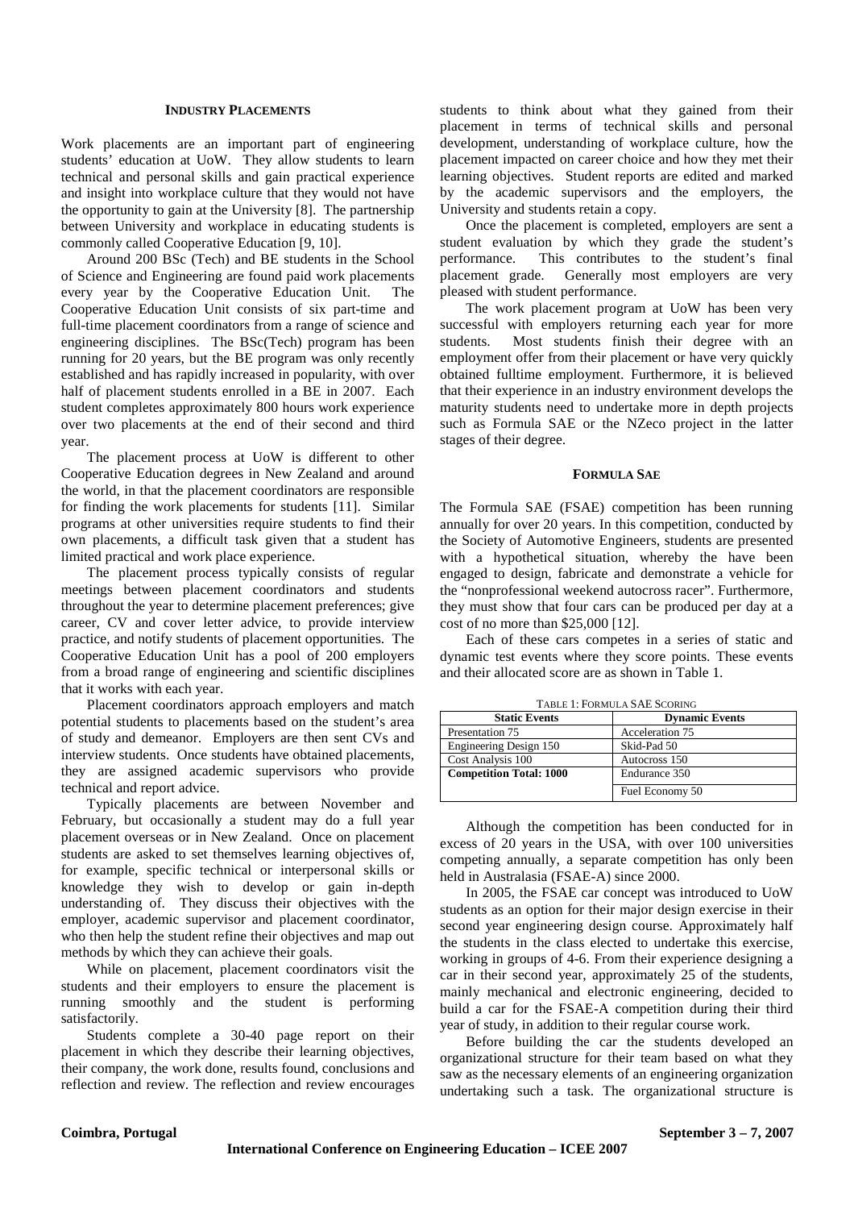## INDUSTRY PLACEMENTS

Work placements are an important part of engineering students' education at UoW. They allow students to learn technical and personal skills and gain practical experience and insight into workplace culture that they would not have the opportunity to gain at the University [8]. The partnership between University and workplace in educating students is commonly called Cooperative Education [9, 10].

Around 200 BSc (Tech) and BE students in the School of Science and Engineering are found paid work placements every year by the Cooperative Education Unit. The Cooperative Education Unit consists of six part-time and full-time placement coordinators from a range of science and engineering disciplines. The BSc(Tech) program has been running for 20 years, but the BE program was only recently established and has rapidly increased in popularity, with over half of placement students enrolled in a BE in 2007. Each student completes approximately 800 hours work experience over two placements at the end of their second and third year.

The placement process at UoW is different to other Cooperative Education degrees in New Zealand and around the world, in that the placement coordinators are responsible for finding the work placements for students [11]. Similar programs at other universities require students to find their own placements, a difficult task given that a student has limited practical and work place experience.

The placement process typically consists of regular meetings between placement coordinators and students throughout the year to determine placement preferences; give career, CV and cover letter advice, to provide interview practice, and notify students of placement opportunities. The Cooperative Education Unit has a pool of 200 employers from a broad range of engineering and scientific disciplines that it works with each year.

Placement coordinators approach employers and match potential students to placements based on the student's area of study and demeanor. Employers are then sent CVs and interview students. Once students have obtained placements, they are assigned academic supervisors who provide technical and report advice.

Typically placements are between November and February, but occasionally a student may do a full year placement overseas or in New Zealand. Once on placement students are asked to set themselves learning objectives of, for example, specific technical or interpersonal skills or knowledge they wish to develop or gain in-depth understanding of. They discuss their objectives with the employer, academic supervisor and placement coordinator, who then help the student refine their objectives and map out methods by which they can achieve their goals.

While on placement, placement coordinators visit the students and their employers to ensure the placement is running smoothly and the student is performing satisfactorily.

Students complete a 30-40 page report on their placement in which they describe their learning objectives, their company, the work done, results found, conclusions and reflection and review. The reflection and review encourages students to think about what they gained from their placement in terms of technical skills and personal development, understanding of workplace culture, how the placement impacted on career choice and how they met their learning objectives. Student reports are edited and marked by the academic supervisors and the employers, the University and students retain a copy.

Once the placement is completed, employers are sent a student evaluation by which they grade the student's performance. This contributes to the student's final placement grade. Generally most employers are very pleased with student performance.

The work placement program at UoW has been very successful with employers returning each year for more students. Most students finish their degree with an employment offer from their placement or have very quickly obtained fulltime employment. Furthermore, it is believed that their experience in an industry environment develops the maturity students need to undertake more in depth projects such as Formula SAE or the NZeco project in the latter stages of their degree.

## FORMULA SAE

The Formula SAE (FSAE) competition has been running annually for over 20 years. In this competition, conducted by the Society of Automotive Engineers, students are presented with a hypothetical situation, whereby the have been engaged to design, fabricate and demonstrate a vehicle for the "nonprofessional weekend autocross racer". Furthermore, they must show that four cars can be produced per day at a cost of no more than $25,000 [12].

Each of these cars competes in a series of static and dynamic test events where they score points. These events and their allocated score are as shown in Table 1.

TABLE 1: FORMULA SAE SCORING

| Static Events | Dynamic Events |
|---|---|
| Presentation 75 | Acceleration 75 |
| Engineering Design 150 | Skid-Pad 50 |
| Cost Analysis 100 | Autocross 150 |
| **Competition Total: 1000** | Endurance 350 |
| | Fuel Economy 50 |

Although the competition has been conducted for in excess of 20 years in the USA, with over 100 universities competing annually, a separate competition has only been held in Australasia (FSAE-A) since 2000.

In 2005, the FSAE car concept was introduced to UoW students as an option for their major design exercise in their second year engineering design course. Approximately half the students in the class elected to undertake this exercise, working in groups of 4-6. From their experience designing a car in their second year, approximately 25 of the students, mainly mechanical and electronic engineering, decided to build a car for the FSAE-A competition during their third year of study, in addition to their regular course work.

Before building the car the students developed an organizational structure for their team based on what they saw as the necessary elements of an engineering organization undertaking such a task. The organizational structure is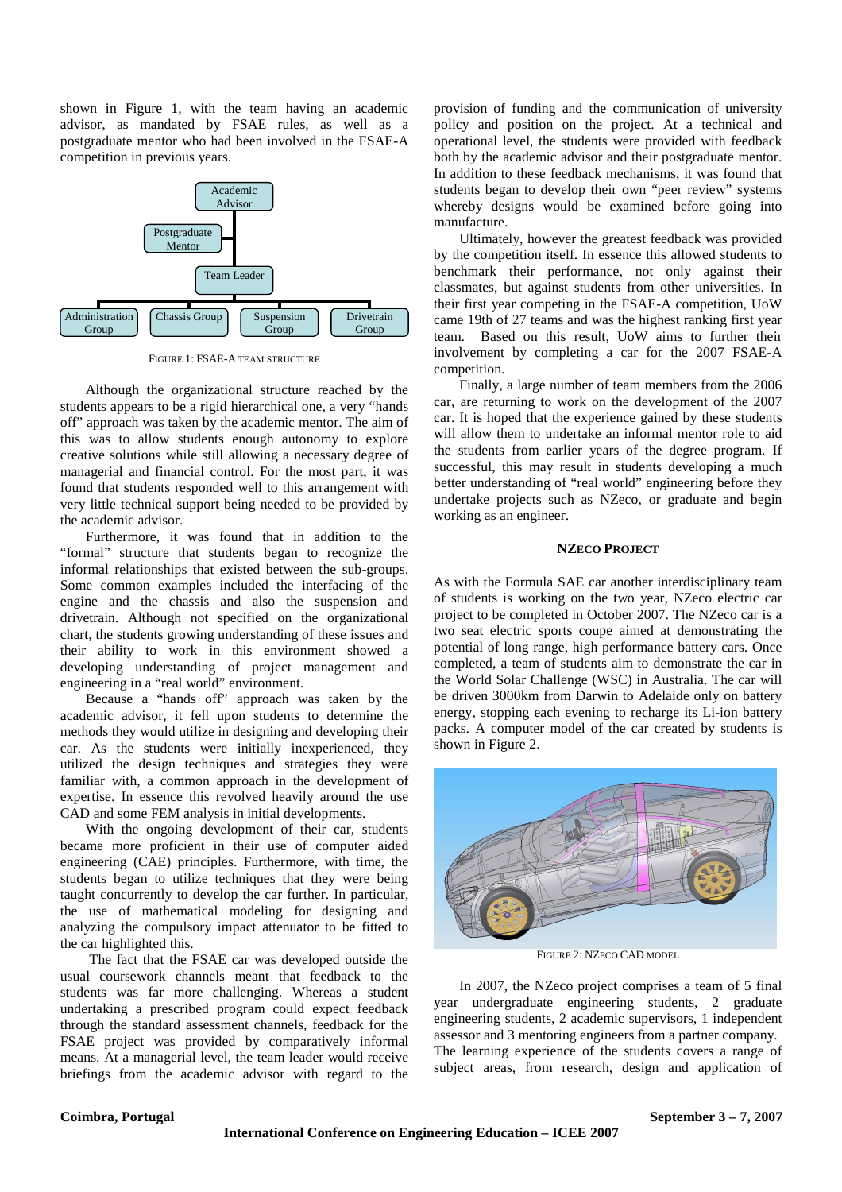shown in Figure 1, with the team having an academic advisor, as mandated by FSAE rules, as well as a postgraduate mentor who had been involved in the FSAE-A competition in previous years.

FIGURE 1: FSAE-A TEAM STRUCTURE

Although the organizational structure reached by the students appears to be a rigid hierarchical one, a very "hands off" approach was taken by the academic mentor. The aim of this was to allow students enough autonomy to explore creative solutions while still allowing a necessary degree of managerial and financial control. For the most part, it was found that students responded well to this arrangement with very little technical support being needed to be provided by the academic advisor.

Furthermore, it was found that in addition to the "formal" structure that students began to recognize the informal relationships that existed between the sub-groups. Some common examples included the interfacing of the engine and the chassis and also the suspension and drivetrain. Although not specified on the organizational chart, the students growing understanding of these issues and their ability to work in this environment showed a developing understanding of project management and engineering in a "real world" environment.

Because a "hands off" approach was taken by the academic advisor, it fell upon students to determine the methods they would utilize in designing and developing their car. As the students were initially inexperienced, they utilized the design techniques and strategies they were familiar with, a common approach in the development of expertise. In essence this revolved heavily around the use CAD and some FEM analysis in initial developments.

With the ongoing development of their car, students became more proficient in their use of computer aided engineering (CAE) principles. Furthermore, with time, the students began to utilize techniques that they were being taught concurrently to develop the car further. In particular, the use of mathematical modeling for designing and analyzing the compulsory impact attenuator to be fitted to the car highlighted this.

The fact that the FSAE car was developed outside the usual coursework channels meant that feedback to the students was far more challenging. Whereas a student undertaking a prescribed program could expect feedback through the standard assessment channels, feedback for the FSAE project was provided by comparatively informal means. At a managerial level, the team leader would receive briefings from the academic advisor with regard to the provision of funding and the communication of university policy and position on the project. At a technical and operational level, the students were provided with feedback both by the academic advisor and their postgraduate mentor. In addition to these feedback mechanisms, it was found that students began to develop their own "peer review" systems whereby designs would be examined before going into manufacture.

Ultimately, however the greatest feedback was provided by the competition itself. In essence this allowed students to benchmark their performance, not only against their classmates, but against students from other universities. In their first year competing in the FSAE-A competition, UoW came 19th of 27 teams and was the highest ranking first year team. Based on this result, UoW aims to further their involvement by completing a car for the 2007 FSAE-A competition.

Finally, a large number of team members from the 2006 car, are returning to work on the development of the 2007 car. It is hoped that the experience gained by these students will allow them to undertake an informal mentor role to aid the students from earlier years of the degree program. If successful, this may result in students developing a much better understanding of "real world" engineering before they undertake projects such as NZeco, or graduate and begin working as an engineer.

## NZECO PROJECT

As with the Formula SAE car another interdisciplinary team of students is working on the two year, NZeco electric car project to be completed in October 2007. The NZeco car is a two seat electric sports coupe aimed at demonstrating the potential of long range, high performance battery cars. Once completed, a team of students aim to demonstrate the car in the World Solar Challenge (WSC) in Australia. The car will be driven 3000km from Darwin to Adelaide only on battery energy, stopping each evening to recharge its Li-ion battery packs. A computer model of the car created by students is shown in Figure 2.

FIGURE 2: NZECO CAD MODEL

In 2007, the NZeco project comprises a team of 5 final year undergraduate engineering students, 2 graduate engineering students, 2 academic supervisors, 1 independent assessor and 3 mentoring engineers from a partner company. The learning experience of the students covers a range of subject areas, from research, design and application of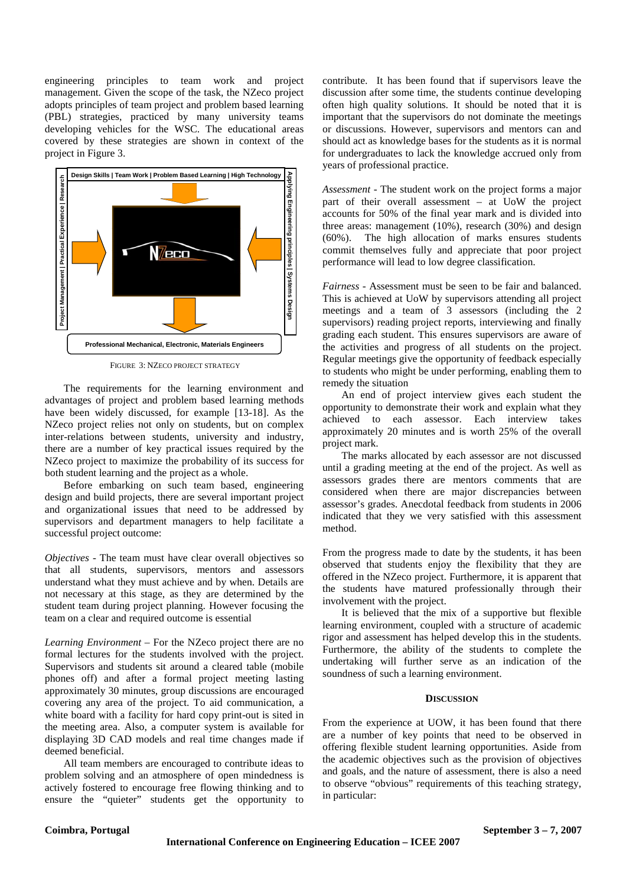engineering principles to team work and project management. Given the scope of the task, the NZeco project adopts principles of team project and problem based learning (PBL) strategies, practiced by many university teams developing vehicles for the WSC. The educational areas covered by these strategies are shown in context of the project in Figure 3.

Design Skills | Team Work | Problem Based Learning | High Technology

Project Management | Practical Experience | Research

Applying Engineering principles | Systems Design

Professional Mechanical, Electronic, Materials Engineers

FIGURE 3: NZECO PROJECT STRATEGY

The requirements for the learning environment and advantages of project and problem based learning methods have been widely discussed, for example [13-18]. As the NZeco project relies not only on students, but on complex inter-relations between students, university and industry, there are a number of key practical issues required by the NZeco project to maximize the probability of its success for both student learning and the project as a whole.

Before embarking on such team based, engineering design and build projects, there are several important project and organizational issues that need to be addressed by supervisors and department managers to help facilitate a successful project outcome:

*Objectives* - The team must have clear overall objectives so that all students, supervisors, mentors and assessors understand what they must achieve and by when. Details are not necessary at this stage, as they are determined by the student team during project planning. However focusing the team on a clear and required outcome is essential

*Learning Environment* – For the NZeco project there are no formal lectures for the students involved with the project. Supervisors and students sit around a cleared table (mobile phones off) and after a formal project meeting lasting approximately 30 minutes, group discussions are encouraged covering any area of the project. To aid communication, a white board with a facility for hard copy print-out is sited in the meeting area. Also, a computer system is available for displaying 3D CAD models and real time changes made if deemed beneficial.

All team members are encouraged to contribute ideas to problem solving and an atmosphere of open mindedness is actively fostered to encourage free flowing thinking and to ensure the "quieter" students get the opportunity to contribute. It has been found that if supervisors leave the discussion after some time, the students continue developing often high quality solutions. It should be noted that it is important that the supervisors do not dominate the meetings or discussions. However, supervisors and mentors can and should act as knowledge bases for the students as it is normal for undergraduates to lack the knowledge accrued only from years of professional practice.

*Assessment* - The student work on the project forms a major part of their overall assessment – at UoW the project accounts for 50% of the final year mark and is divided into three areas: management (10%), research (30%) and design (60%). The high allocation of marks ensures students commit themselves fully and appreciate that poor project performance will lead to low degree classification.

*Fairness* - Assessment must be seen to be fair and balanced. This is achieved at UoW by supervisors attending all project meetings and a team of 3 assessors (including the 2 supervisors) reading project reports, interviewing and finally grading each student. This ensures supervisors are aware of the activities and progress of all students on the project. Regular meetings give the opportunity of feedback especially to students who might be under performing, enabling them to remedy the situation

An end of project interview gives each student the opportunity to demonstrate their work and explain what they achieved to each assessor. Each interview takes approximately 20 minutes and is worth 25% of the overall project mark.

The marks allocated by each assessor are not discussed until a grading meeting at the end of the project. As well as assessors grades there are mentors comments that are considered when there are major discrepancies between assessor's grades. Anecdotal feedback from students in 2006 indicated that they we very satisfied with this assessment method.

From the progress made to date by the students, it has been observed that students enjoy the flexibility that they are offered in the NZeco project. Furthermore, it is apparent that the students have matured professionally through their involvement with the project.

It is believed that the mix of a supportive but flexible learning environment, coupled with a structure of academic rigor and assessment has helped develop this in the students. Furthermore, the ability of the students to complete the undertaking will further serve as an indication of the soundness of such a learning environment.

## DISCUSSION

From the experience at UOW, it has been found that there are a number of key points that need to be observed in offering flexible student learning opportunities. Aside from the academic objectives such as the provision of objectives and goals, and the nature of assessment, there is also a need to observe "obvious" requirements of this teaching strategy, in particular: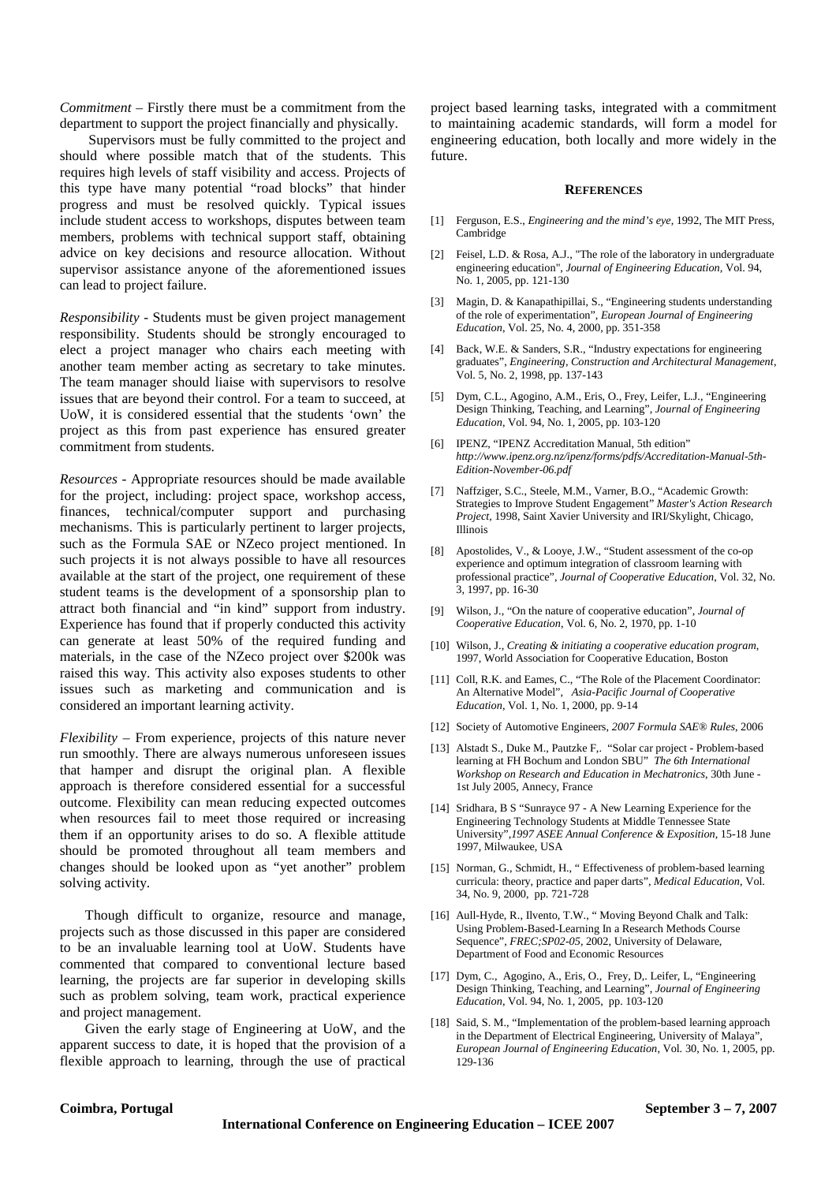*Commitment* – Firstly there must be a commitment from the department to support the project financially and physically.

Supervisors must be fully committed to the project and should where possible match that of the students. This requires high levels of staff visibility and access. Projects of this type have many potential "road blocks" that hinder progress and must be resolved quickly. Typical issues include student access to workshops, disputes between team members, problems with technical support staff, obtaining advice on key decisions and resource allocation. Without supervisor assistance anyone of the aforementioned issues can lead to project failure.

*Responsibility* - Students must be given project management responsibility. Students should be strongly encouraged to elect a project manager who chairs each meeting with another team member acting as secretary to take minutes. The team manager should liaise with supervisors to resolve issues that are beyond their control. For a team to succeed, at UoW, it is considered essential that the students 'own' the project as this from past experience has ensured greater commitment from students.

*Resources* - Appropriate resources should be made available for the project, including: project space, workshop access, finances, technical/computer support and purchasing mechanisms. This is particularly pertinent to larger projects, such as the Formula SAE or NZeco project mentioned. In such projects it is not always possible to have all resources available at the start of the project, one requirement of these student teams is the development of a sponsorship plan to attract both financial and "in kind" support from industry. Experience has found that if properly conducted this activity can generate at least 50% of the required funding and materials, in the case of the NZeco project over \$200k was raised this way. This activity also exposes students to other issues such as marketing and communication and is considered an important learning activity.

*Flexibility* – From experience, projects of this nature never run smoothly. There are always numerous unforeseen issues that hamper and disrupt the original plan. A flexible approach is therefore considered essential for a successful outcome. Flexibility can mean reducing expected outcomes when resources fail to meet those required or increasing them if an opportunity arises to do so. A flexible attitude should be promoted throughout all team members and changes should be looked upon as "yet another" problem solving activity.

Though difficult to organize, resource and manage, projects such as those discussed in this paper are considered to be an invaluable learning tool at UoW. Students have commented that compared to conventional lecture based learning, the projects are far superior in developing skills such as problem solving, team work, practical experience and project management.

Given the early stage of Engineering at UoW, and the apparent success to date, it is hoped that the provision of a flexible approach to learning, through the use of practical project based learning tasks, integrated with a commitment to maintaining academic standards, will form a model for engineering education, both locally and more widely in the future.

## REFERENCES

[1] Ferguson, E.S., *Engineering and the mind's eye*, 1992, The MIT Press, Cambridge

[2] Feisel, L.D. & Rosa, A.J., "The role of the laboratory in undergraduate engineering education", *Journal of Engineering Education*, Vol. 94, No. 1, 2005, pp. 121-130

[3] Magin, D. & Kanapathipillai, S., "Engineering students understanding of the role of experimentation", *European Journal of Engineering Education*, Vol. 25, No. 4, 2000, pp. 351-358

[4] Back, W.E. & Sanders, S.R., "Industry expectations for engineering graduates", *Engineering, Construction and Architectural Management*, Vol. 5, No. 2, 1998, pp. 137-143

[5] Dym, C.L., Agogino, A.M., Eris, O., Frey, Leifer, L.J., "Engineering Design Thinking, Teaching, and Learning", *Journal of Engineering Education*, Vol. 94, No. 1, 2005, pp. 103-120

[6] IPENZ, "IPENZ Accreditation Manual, 5th edition" *http://www.ipenz.org.nz/ipenz/forms/pdfs/Accreditation-Manual-5th-Edition-November-06.pdf*

[7] Naffziger, S.C., Steele, M.M., Varner, B.O., "Academic Growth: Strategies to Improve Student Engagement" *Master's Action Research Project*, 1998, Saint Xavier University and IRI/Skylight, Chicago, Illinois

[8] Apostolides, V., & Looye, J.W., "Student assessment of the co-op experience and optimum integration of classroom learning with professional practice", *Journal of Cooperative Education*, Vol. 32, No. 3, 1997, pp. 16-30

[9] Wilson, J., "On the nature of cooperative education", *Journal of Cooperative Education*, Vol. 6, No. 2, 1970, pp. 1-10

[10] Wilson, J., *Creating & initiating a cooperative education program*, 1997, World Association for Cooperative Education, Boston

[11] Coll, R.K. and Eames, C., "The Role of the Placement Coordinator: An Alternative Model", *Asia-Pacific Journal of Cooperative Education*, Vol. 1, No. 1, 2000, pp. 9-14

[12] Society of Automotive Engineers, *2007 Formula SAE® Rules*, 2006

[13] Alstadt S., Duke M., Pautzke F,. "Solar car project - Problem-based learning at FH Bochum and London SBU" *The 6th International Workshop on Research and Education in Mechatronics*, 30th June - 1st July 2005, Annecy, France

[14] Sridhara, B S "Sunrayce 97 - A New Learning Experience for the Engineering Technology Students at Middle Tennessee State University",*1997 ASEE Annual Conference & Exposition*, 15-18 June 1997, Milwaukee, USA

[15] Norman, G., Schmidt, H., " Effectiveness of problem-based learning curricula: theory, practice and paper darts", *Medical Education*, Vol. 34, No. 9, 2000, pp. 721-728

[16] Aull-Hyde, R., Ilvento, T.W., " Moving Beyond Chalk and Talk: Using Problem-Based-Learning In a Research Methods Course Sequence", *FREC;SP02-05*, 2002, University of Delaware, Department of Food and Economic Resources

[17] Dym, C., Agogino, A., Eris, O., Frey, D,. Leifer, L, "Engineering Design Thinking, Teaching, and Learning", *Journal of Engineering Education*, Vol. 94, No. 1, 2005, pp. 103-120

[18] Said, S. M., "Implementation of the problem-based learning approach in the Department of Electrical Engineering, University of Malaya", *European Journal of Engineering Education*, Vol. 30, No. 1, 2005, pp. 129-136